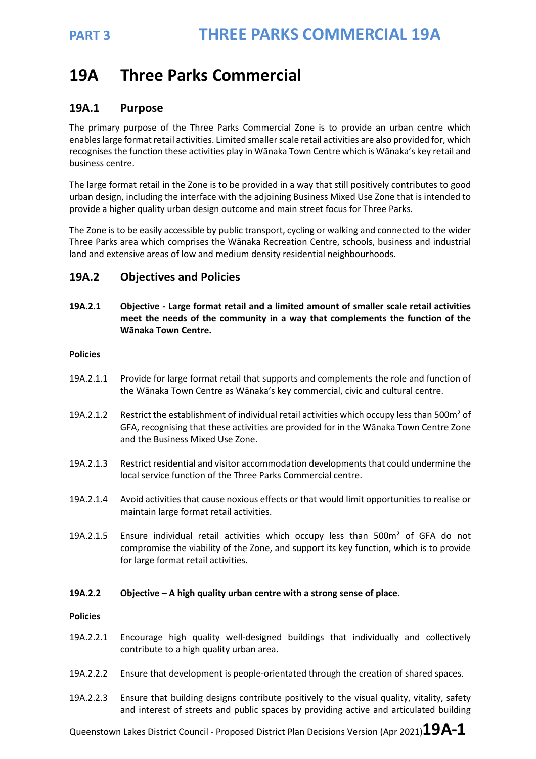# 19A Three Parks Commercial

## 19A.1 Purpose

The primary purpose of the Three Parks Commercial Zone is to provide an urban centre which enables large format retail activities. Limited smaller scale retail activities are also provided for, which recognises the function these activities play in Wānaka Town Centre which is Wānaka's key retail and business centre.

The large format retail in the Zone is to be provided in a way that still positively contributes to good urban design, including the interface with the adjoining Business Mixed Use Zone that is intended to provide a higher quality urban design outcome and main street focus for Three Parks.

The Zone is to be easily accessible by public transport, cycling or walking and connected to the wider Three Parks area which comprises the Wānaka Recreation Centre, schools, business and industrial land and extensive areas of low and medium density residential neighbourhoods.

## 19A.2 Objectives and Policies

**19A.2.1 Objective - Large format retail and a limited amount of smaller scale retail activities meet the needs of the community in a way that complements the function of the Wānaka Town Centre.**

**Policies**

19A.2.1.1 Provide for large format retail that supports and complements the role and function of the Wānaka Town Centre as Wānaka's key commercial, civic and cultural centre.

19A.2.1.2 Restrict the establishment of individual retail activities which occupy less than 500m² of GFA, recognising that these activities are provided for in the Wānaka Town Centre Zone and the Business Mixed Use Zone.

19A.2.1.3 Restrict residential and visitor accommodation developments that could undermine the local service function of the Three Parks Commercial centre.

19A.2.1.4 Avoid activities that cause noxious effects or that would limit opportunities to realise or maintain large format retail activities.

19A.2.1.5 Ensure individual retail activities which occupy less than 500m² of GFA do not compromise the viability of the Zone, and support its key function, which is to provide for large format retail activities.

**19A.2.2 Objective – A high quality urban centre with a strong sense of place.**

**Policies**

19A.2.2.1 Encourage high quality well-designed buildings that individually and collectively contribute to a high quality urban area.

19A.2.2.2 Ensure that development is people-orientated through the creation of shared spaces.

19A.2.2.3 Ensure that building designs contribute positively to the visual quality, vitality, safety and interest of streets and public spaces by providing active and articulated building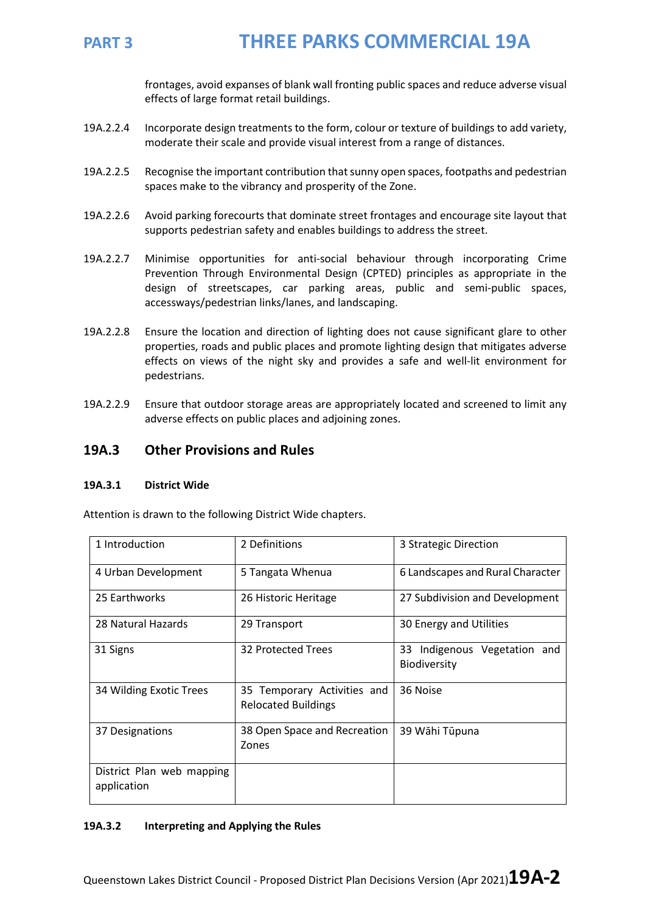frontages, avoid expanses of blank wall fronting public spaces and reduce adverse visual effects of large format retail buildings.

19A.2.2.4 Incorporate design treatments to the form, colour or texture of buildings to add variety, moderate their scale and provide visual interest from a range of distances.

19A.2.2.5 Recognise the important contribution that sunny open spaces, footpaths and pedestrian spaces make to the vibrancy and prosperity of the Zone.

19A.2.2.6 Avoid parking forecourts that dominate street frontages and encourage site layout that supports pedestrian safety and enables buildings to address the street.

19A.2.2.7 Minimise opportunities for anti-social behaviour through incorporating Crime Prevention Through Environmental Design (CPTED) principles as appropriate in the design of streetscapes, car parking areas, public and semi-public spaces, accessways/pedestrian links/lanes, and landscaping.

19A.2.2.8 Ensure the location and direction of lighting does not cause significant glare to other properties, roads and public places and promote lighting design that mitigates adverse effects on views of the night sky and provides a safe and well-lit environment for pedestrians.

19A.2.2.9 Ensure that outdoor storage areas are appropriately located and screened to limit any adverse effects on public places and adjoining zones.

## 19A.3 Other Provisions and Rules

### 19A.3.1 District Wide

Attention is drawn to the following District Wide chapters.

| | | |
|---|---|---|
| 1 Introduction | 2 Definitions | 3 Strategic Direction |
| 4 Urban Development | 5 Tangata Whenua | 6 Landscapes and Rural Character |
| 25 Earthworks | 26 Historic Heritage | 27 Subdivision and Development |
| 28 Natural Hazards | 29 Transport | 30 Energy and Utilities |
| 31 Signs | 32 Protected Trees | 33 Indigenous Vegetation and Biodiversity |
| 34 Wilding Exotic Trees | 35 Temporary Activities and Relocated Buildings | 36 Noise |
| 37 Designations | 38 Open Space and Recreation Zones | 39 Wāhi Tūpuna |
| District Plan web mapping application | | |

### 19A.3.2 Interpreting and Applying the Rules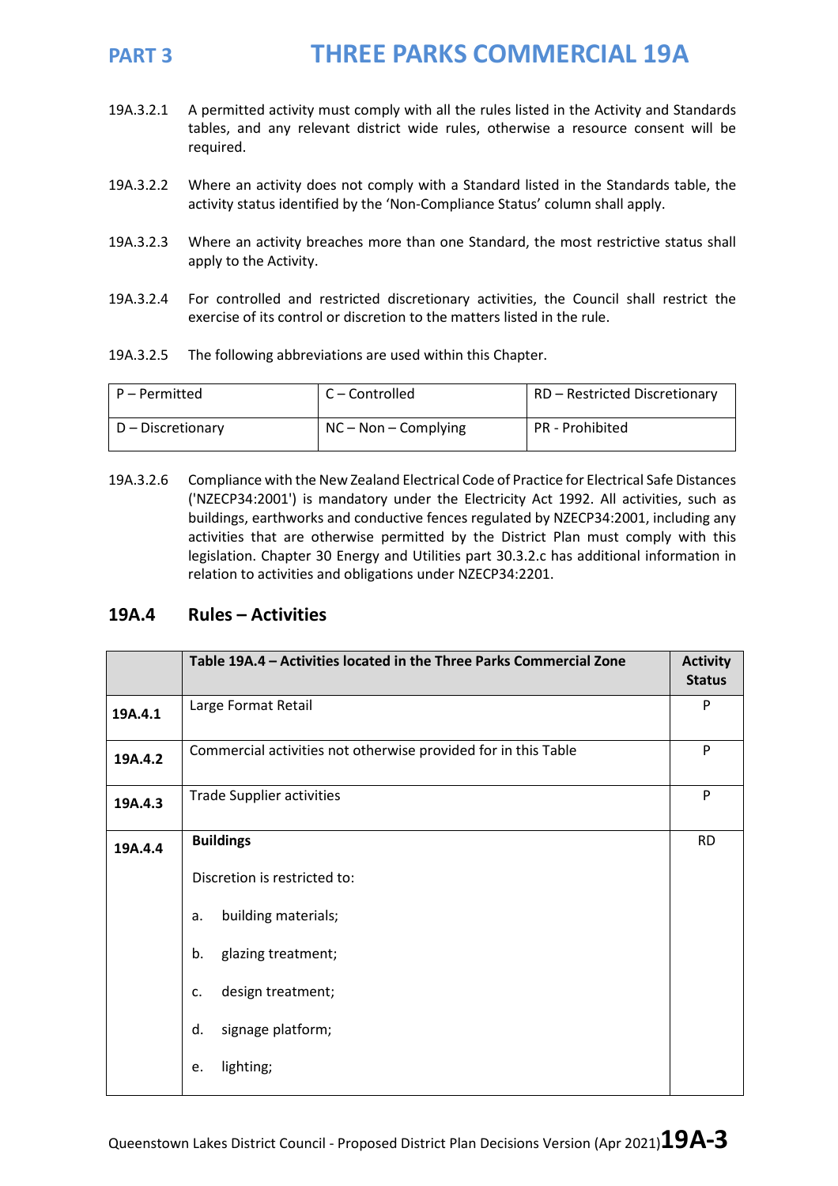19A.3.2.1 A permitted activity must comply with all the rules listed in the Activity and Standards tables, and any relevant district wide rules, otherwise a resource consent will be required.

19A.3.2.2 Where an activity does not comply with a Standard listed in the Standards table, the activity status identified by the 'Non-Compliance Status' column shall apply.

19A.3.2.3 Where an activity breaches more than one Standard, the most restrictive status shall apply to the Activity.

19A.3.2.4 For controlled and restricted discretionary activities, the Council shall restrict the exercise of its control or discretion to the matters listed in the rule.

19A.3.2.5 The following abbreviations are used within this Chapter.

| P – Permitted | C – Controlled | RD – Restricted Discretionary |
|---|---|---|
| D – Discretionary | NC – Non – Complying | PR - Prohibited |

19A.3.2.6 Compliance with the New Zealand Electrical Code of Practice for Electrical Safe Distances ('NZECP34:2001') is mandatory under the Electricity Act 1992. All activities, such as buildings, earthworks and conductive fences regulated by NZECP34:2001, including any activities that are otherwise permitted by the District Plan must comply with this legislation. Chapter 30 Energy and Utilities part 30.3.2.c has additional information in relation to activities and obligations under NZECP34:2201.

## 19A.4 Rules – Activities

| | Table 19A.4 – Activities located in the Three Parks Commercial Zone | Activity Status |
|---|---|---|
| **19A.4.1** | Large Format Retail | P |
| **19A.4.2** | Commercial activities not otherwise provided for in this Table | P |
| **19A.4.3** | Trade Supplier activities | P |
| **19A.4.4** | **Buildings**<br><br>Discretion is restricted to:<br><br>a. building materials;<br><br>b. glazing treatment;<br><br>c. design treatment;<br><br>d. signage platform;<br><br>e. lighting; | RD |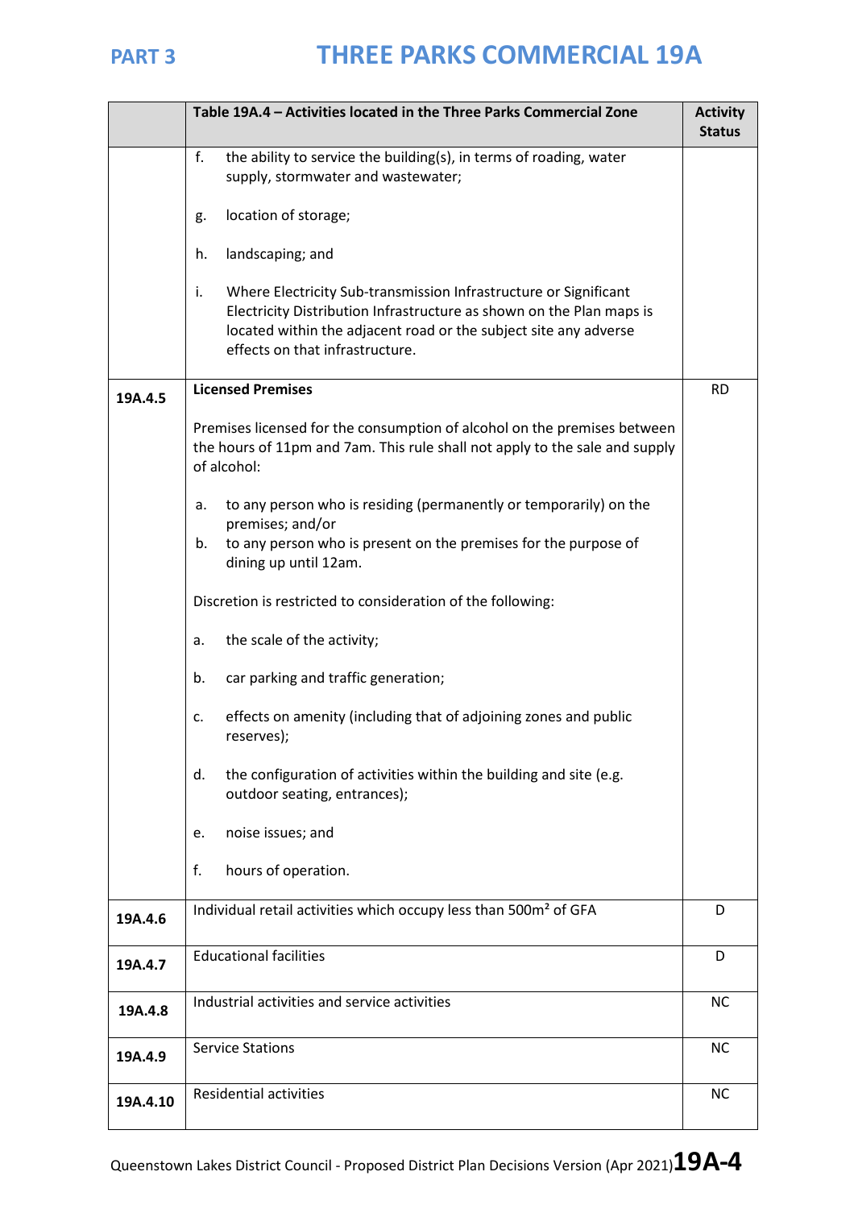| | Table 19A.4 – Activities located in the Three Parks Commercial Zone | Activity Status |
|---|---|---|
| | f. the ability to service the building(s), in terms of roading, water supply, stormwater and wastewater;<br><br>g. location of storage;<br><br>h. landscaping; and<br><br>i. Where Electricity Sub-transmission Infrastructure or Significant Electricity Distribution Infrastructure as shown on the Plan maps is located within the adjacent road or the subject site any adverse effects on that infrastructure. | |
| 19A.4.5 | **Licensed Premises**<br><br>Premises licensed for the consumption of alcohol on the premises between the hours of 11pm and 7am. This rule shall not apply to the sale and supply of alcohol:<br><br>a. to any person who is residing (permanently or temporarily) on the premises; and/or<br>b. to any person who is present on the premises for the purpose of dining up until 12am.<br><br>Discretion is restricted to consideration of the following:<br><br>a. the scale of the activity;<br><br>b. car parking and traffic generation;<br><br>c. effects on amenity (including that of adjoining zones and public reserves);<br><br>d. the configuration of activities within the building and site (e.g. outdoor seating, entrances);<br><br>e. noise issues; and<br><br>f. hours of operation. | RD |
| 19A.4.6 | Individual retail activities which occupy less than 500m² of GFA | D |
| 19A.4.7 | Educational facilities | D |
| 19A.4.8 | Industrial activities and service activities | NC |
| 19A.4.9 | Service Stations | NC |
| 19A.4.10 | Residential activities | NC |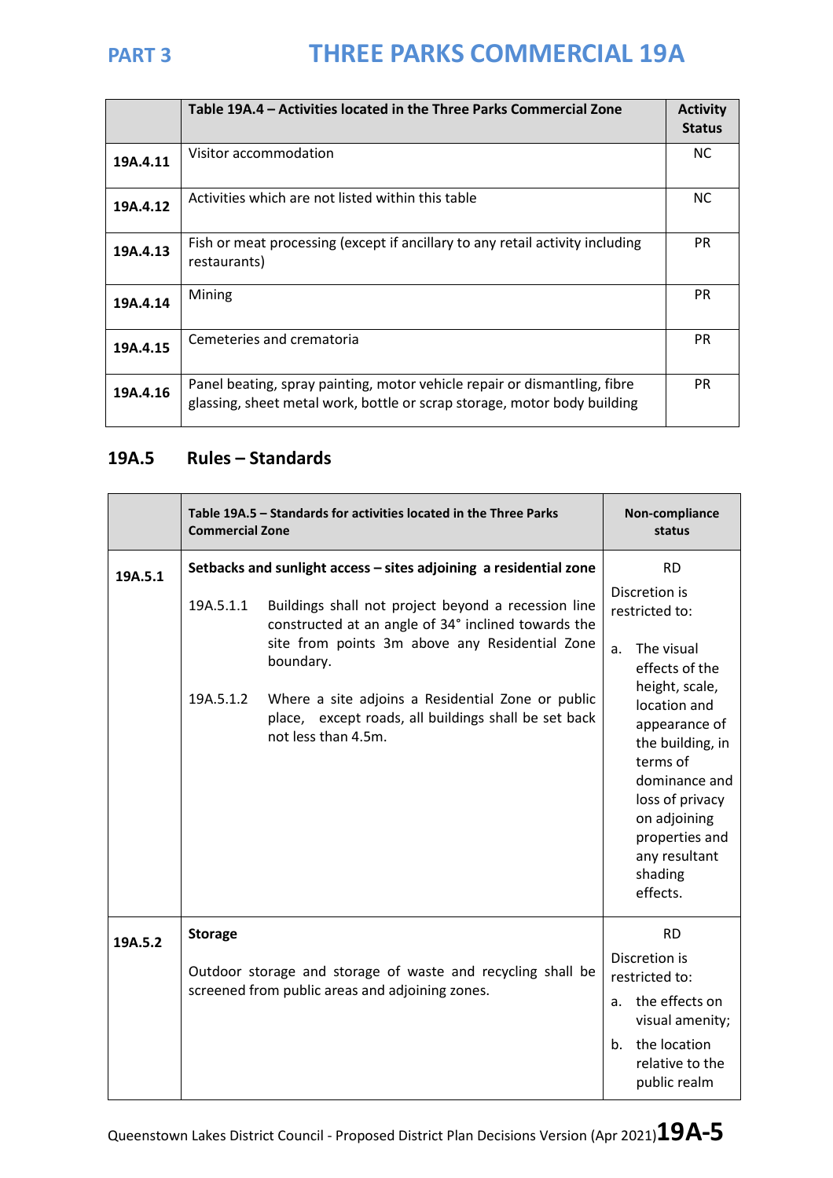|  | Table 19A.4 – Activities located in the Three Parks Commercial Zone | Activity Status |
|---|---|---|
| **19A.4.11** | Visitor accommodation | NC |
| **19A.4.12** | Activities which are not listed within this table | NC |
| **19A.4.13** | Fish or meat processing (except if ancillary to any retail activity including restaurants) | PR |
| **19A.4.14** | Mining | PR |
| **19A.4.15** | Cemeteries and crematoria | PR |
| **19A.4.16** | Panel beating, spray painting, motor vehicle repair or dismantling, fibre glassing, sheet metal work, bottle or scrap storage, motor body building | PR |

## 19A.5 Rules – Standards

|  | Table 19A.5 – Standards for activities located in the Three Parks Commercial Zone | Non-compliance status |
|---|---|---|
| **19A.5.1** | **Setbacks and sunlight access – sites adjoining a residential zone**<br><br>19A.5.1.1 Buildings shall not project beyond a recession line constructed at an angle of 34° inclined towards the site from points 3m above any Residential Zone boundary.<br><br>19A.5.1.2 Where a site adjoins a Residential Zone or public place, except roads, all buildings shall be set back not less than 4.5m. | RD<br><br>Discretion is restricted to:<br><br>a. The visual effects of the height, scale, location and appearance of the building, in terms of dominance and loss of privacy on adjoining properties and any resultant shading effects. |
| **19A.5.2** | **Storage**<br><br>Outdoor storage and storage of waste and recycling shall be screened from public areas and adjoining zones. | RD<br><br>Discretion is restricted to:<br><br>a. the effects on visual amenity;<br><br>b. the location relative to the public realm |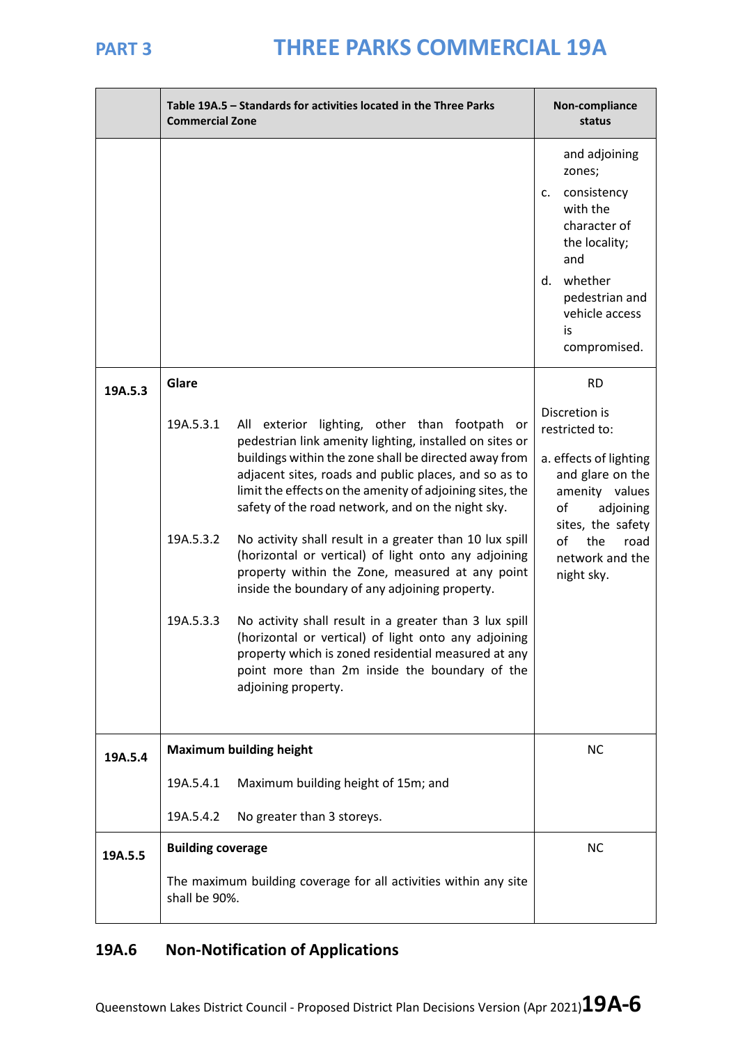| | Table 19A.5 – Standards for activities located in the Three Parks Commercial Zone | Non-compliance status |
|---|---|---|
| | | and adjoining zones;<br>c. consistency with the character of the locality; and<br>d. whether pedestrian and vehicle access is compromised. |
| **19A.5.3** | **Glare**<br><br>19A.5.3.1 All exterior lighting, other than footpath or pedestrian link amenity lighting, installed on sites or buildings within the zone shall be directed away from adjacent sites, roads and public places, and so as to limit the effects on the amenity of adjoining sites, the safety of the road network, and on the night sky.<br><br>19A.5.3.2 No activity shall result in a greater than 10 lux spill (horizontal or vertical) of light onto any adjoining property within the Zone, measured at any point inside the boundary of any adjoining property.<br><br>19A.5.3.3 No activity shall result in a greater than 3 lux spill (horizontal or vertical) of light onto any adjoining property which is zoned residential measured at any point more than 2m inside the boundary of the adjoining property. | RD<br><br>Discretion is restricted to:<br><br>a. effects of lighting and glare on the amenity values of adjoining sites, the safety of the road network and the night sky. |
| **19A.5.4** | **Maximum building height**<br><br>19A.5.4.1 Maximum building height of 15m; and<br><br>19A.5.4.2 No greater than 3 storeys. | NC |
| **19A.5.5** | **Building coverage**<br><br>The maximum building coverage for all activities within any site shall be 90%. | NC |

## 19A.6 Non-Notification of Applications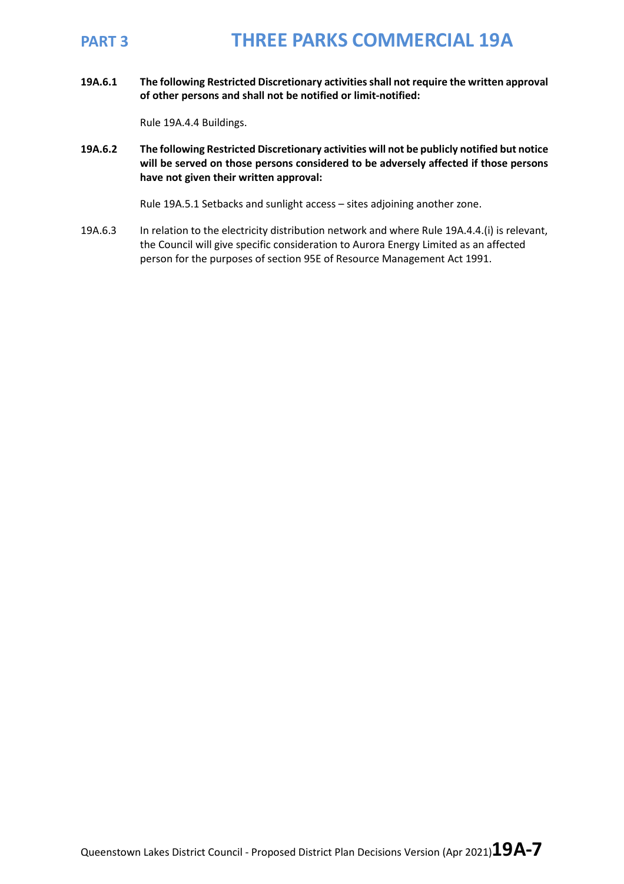**19A.6.1 The following Restricted Discretionary activities shall not require the written approval of other persons and shall not be notified or limit-notified:**

Rule 19A.4.4 Buildings.

**19A.6.2 The following Restricted Discretionary activities will not be publicly notified but notice will be served on those persons considered to be adversely affected if those persons have not given their written approval:**

Rule 19A.5.1 Setbacks and sunlight access – sites adjoining another zone.

19A.6.3 In relation to the electricity distribution network and where Rule 19A.4.4.(i) is relevant, the Council will give specific consideration to Aurora Energy Limited as an affected person for the purposes of section 95E of Resource Management Act 1991.